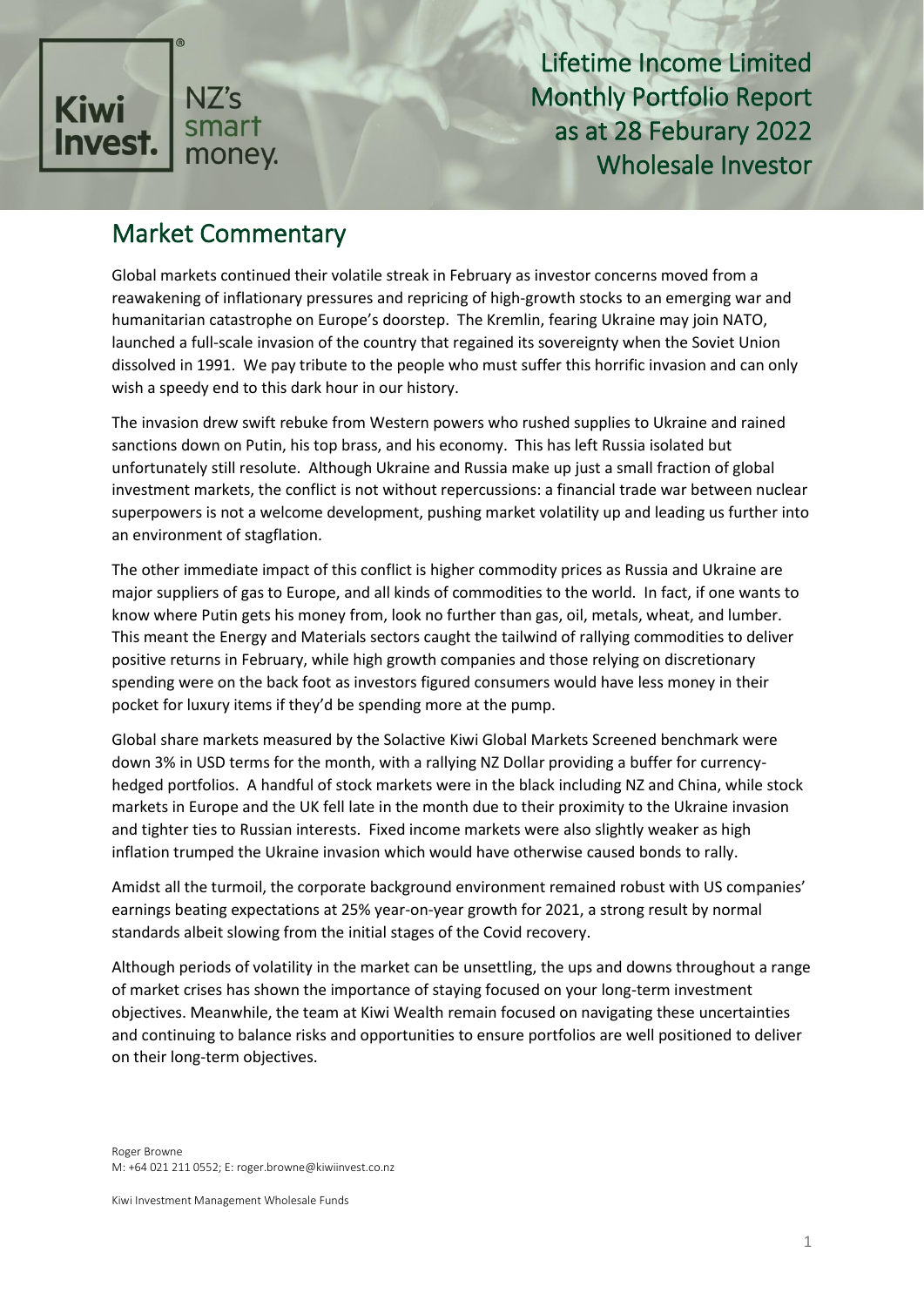Kiwi Invest. NZ's smart money.

# Lifetime Income Limited Monthly Portfolio Report as at 28 Feburary 2022 Wholesale Investor

## Market Commentary

Global markets continued their volatile streak in February as investor concerns moved from a reawakening of inflationary pressures and repricing of high-growth stocks to an emerging war and humanitarian catastrophe on Europe's doorstep. The Kremlin, fearing Ukraine may join NATO, launched a full-scale invasion of the country that regained its sovereignty when the Soviet Union dissolved in 1991. We pay tribute to the people who must suffer this horrific invasion and can only wish a speedy end to this dark hour in our history.

The invasion drew swift rebuke from Western powers who rushed supplies to Ukraine and rained sanctions down on Putin, his top brass, and his economy. This has left Russia isolated but unfortunately still resolute. Although Ukraine and Russia make up just a small fraction of global investment markets, the conflict is not without repercussions: a financial trade war between nuclear superpowers is not a welcome development, pushing market volatility up and leading us further into an environment of stagflation.

The other immediate impact of this conflict is higher commodity prices as Russia and Ukraine are major suppliers of gas to Europe, and all kinds of commodities to the world. In fact, if one wants to know where Putin gets his money from, look no further than gas, oil, metals, wheat, and lumber. This meant the Energy and Materials sectors caught the tailwind of rallying commodities to deliver positive returns in February, while high growth companies and those relying on discretionary spending were on the back foot as investors figured consumers would have less money in their pocket for luxury items if they'd be spending more at the pump.

Global share markets measured by the Solactive Kiwi Global Markets Screened benchmark were down 3% in USD terms for the month, with a rallying NZ Dollar providing a buffer for currency-hedged portfolios. A handful of stock markets were in the black including NZ and China, while stock markets in Europe and the UK fell late in the month due to their proximity to the Ukraine invasion and tighter ties to Russian interests. Fixed income markets were also slightly weaker as high inflation trumped the Ukraine invasion which would have otherwise caused bonds to rally.

Amidst all the turmoil, the corporate background environment remained robust with US companies' earnings beating expectations at 25% year-on-year growth for 2021, a strong result by normal standards albeit slowing from the initial stages of the Covid recovery.

Although periods of volatility in the market can be unsettling, the ups and downs throughout a range of market crises has shown the importance of staying focused on your long-term investment objectives. Meanwhile, the team at Kiwi Wealth remain focused on navigating these uncertainties and continuing to balance risks and opportunities to ensure portfolios are well positioned to deliver on their long-term objectives.

Roger Browne
M: +64 021 211 0552; E: roger.browne@kiwiinvest.co.nz

Kiwi Investment Management Wholesale Funds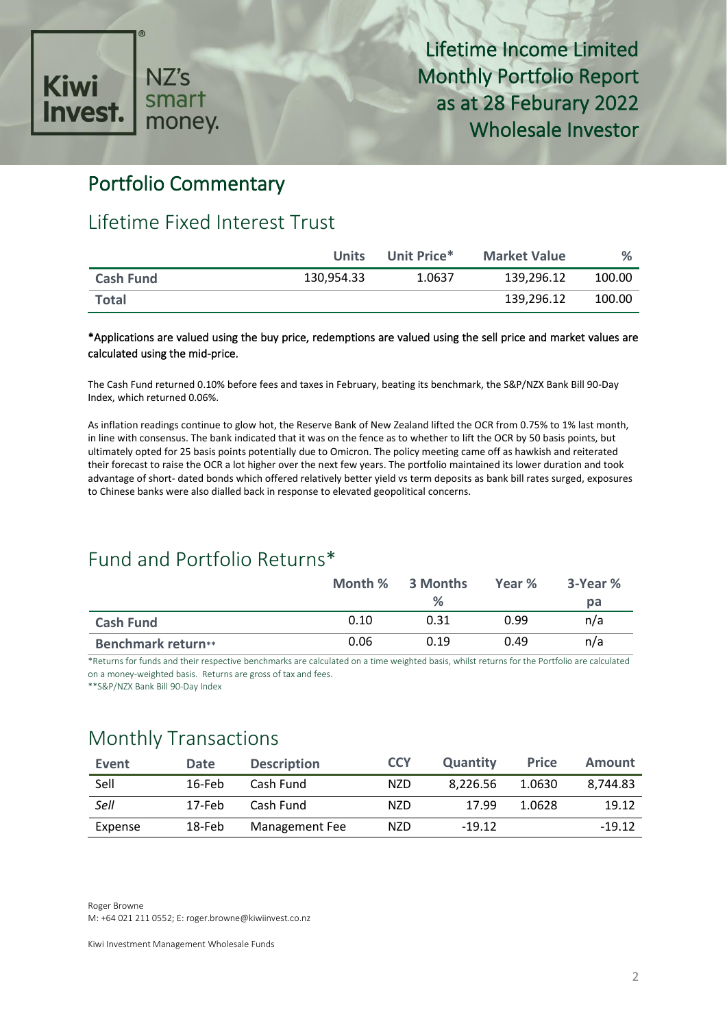# Lifetime Income Limited Monthly Portfolio Report as at 28 Feburary 2022 Wholesale Investor

## Portfolio Commentary

### Lifetime Fixed Interest Trust

| | Units | Unit Price* | Market Value | % |
|---|---|---|---|---|
| **Cash Fund** | 130,954.33 | 1.0637 | 139,296.12 | 100.00 |
| **Total** | | | 139,296.12 | 100.00 |

*Applications are valued using the buy price, redemptions are valued using the sell price and market values are calculated using the mid-price.

The Cash Fund returned 0.10% before fees and taxes in February, beating its benchmark, the S&P/NZX Bank Bill 90-Day Index, which returned 0.06%.

As inflation readings continue to glow hot, the Reserve Bank of New Zealand lifted the OCR from 0.75% to 1% last month, in line with consensus. The bank indicated that it was on the fence as to whether to lift the OCR by 50 basis points, but ultimately opted for 25 basis points potentially due to Omicron. The policy meeting came off as hawkish and reiterated their forecast to raise the OCR a lot higher over the next few years. The portfolio maintained its lower duration and took advantage of short- dated bonds which offered relatively better yield vs term deposits as bank bill rates surged, exposures to Chinese banks were also dialled back in response to elevated geopolitical concerns.

## Fund and Portfolio Returns*

| | Month % | 3 Months % | Year % | 3-Year % pa |
|---|---|---|---|---|
| **Cash Fund** | 0.10 | 0.31 | 0.99 | n/a |
| **Benchmark return**** | 0.06 | 0.19 | 0.49 | n/a |

*Returns for funds and their respective benchmarks are calculated on a time weighted basis, whilst returns for the Portfolio are calculated on a money-weighted basis. Returns are gross of tax and fees.
**S&P/NZX Bank Bill 90-Day Index

## Monthly Transactions

| Event | Date | Description | CCY | Quantity | Price | Amount |
|---|---|---|---|---|---|---|
| Sell | 16-Feb | Cash Fund | NZD | 8,226.56 | 1.0630 | 8,744.83 |
| *Sell* | 17-Feb | Cash Fund | NZD | 17.99 | 1.0628 | 19.12 |
| Expense | 18-Feb | Management Fee | NZD | -19.12 | | -19.12 |

Roger Browne
M: +64 021 211 0552; E: roger.browne@kiwiinvest.co.nz

Kiwi Investment Management Wholesale Funds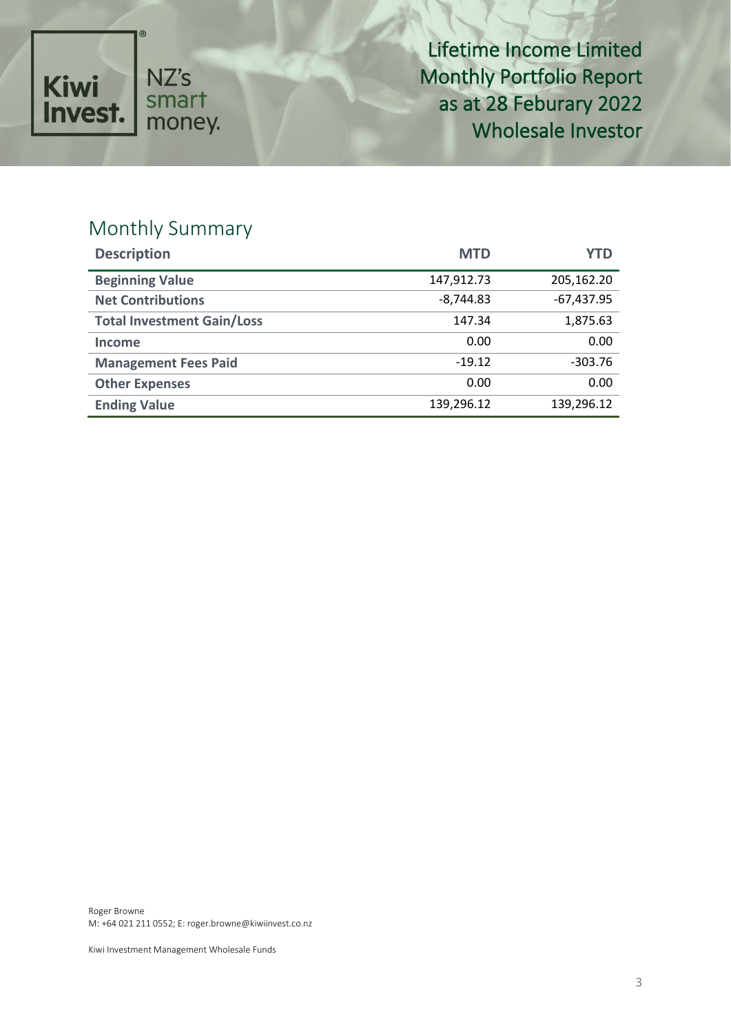# Lifetime Income Limited
## Monthly Portfolio Report as at 28 Feburary 2022
## Wholesale Investor

## Monthly Summary

| Description | MTD | YTD |
|---|---|---|
| **Beginning Value** | 147,912.73 | 205,162.20 |
| **Net Contributions** | -8,744.83 | -67,437.95 |
| **Total Investment Gain/Loss** | 147.34 | 1,875.63 |
| **Income** | 0.00 | 0.00 |
| **Management Fees Paid** | -19.12 | -303.76 |
| **Other Expenses** | 0.00 | 0.00 |
| **Ending Value** | 139,296.12 | 139,296.12 |

Roger Browne
M: +64 021 211 0552; E: roger.browne@kiwiinvest.co.nz

Kiwi Investment Management Wholesale Funds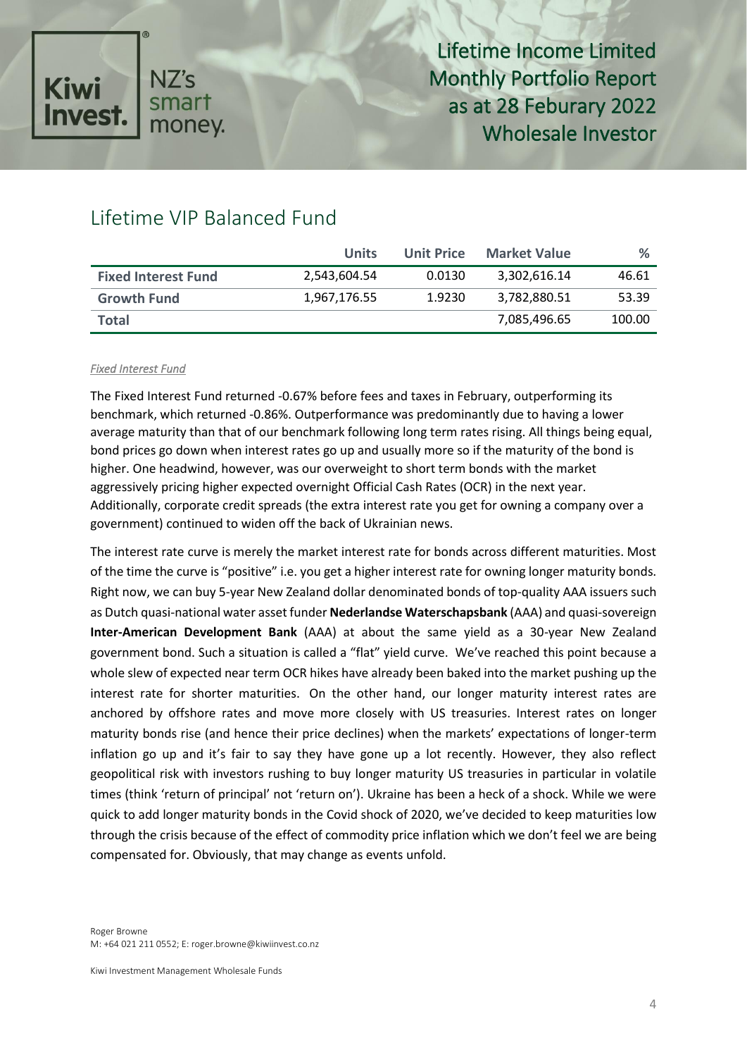## Lifetime VIP Balanced Fund

| | Units | Unit Price | Market Value | % |
|---|---|---|---|---|
| **Fixed Interest Fund** | 2,543,604.54 | 0.0130 | 3,302,616.14 | 46.61 |
| **Growth Fund** | 1,967,176.55 | 1.9230 | 3,782,880.51 | 53.39 |
| **Total** | | | 7,085,496.65 | 100.00 |

*Fixed Interest Fund*

The Fixed Interest Fund returned -0.67% before fees and taxes in February, outperforming its benchmark, which returned -0.86%. Outperformance was predominantly due to having a lower average maturity than that of our benchmark following long term rates rising. All things being equal, bond prices go down when interest rates go up and usually more so if the maturity of the bond is higher. One headwind, however, was our overweight to short term bonds with the market aggressively pricing higher expected overnight Official Cash Rates (OCR) in the next year. Additionally, corporate credit spreads (the extra interest rate you get for owning a company over a government) continued to widen off the back of Ukrainian news.

The interest rate curve is merely the market interest rate for bonds across different maturities. Most of the time the curve is "positive" i.e. you get a higher interest rate for owning longer maturity bonds. Right now, we can buy 5-year New Zealand dollar denominated bonds of top-quality AAA issuers such as Dutch quasi-national water asset funder **Nederlandse Waterschapsbank** (AAA) and quasi-sovereign **Inter-American Development Bank** (AAA) at about the same yield as a 30-year New Zealand government bond. Such a situation is called a "flat" yield curve. We've reached this point because a whole slew of expected near term OCR hikes have already been baked into the market pushing up the interest rate for shorter maturities. On the other hand, our longer maturity interest rates are anchored by offshore rates and move more closely with US treasuries. Interest rates on longer maturity bonds rise (and hence their price declines) when the markets' expectations of longer-term inflation go up and it's fair to say they have gone up a lot recently. However, they also reflect geopolitical risk with investors rushing to buy longer maturity US treasuries in particular in volatile times (think 'return of principal' not 'return on'). Ukraine has been a heck of a shock. While we were quick to add longer maturity bonds in the Covid shock of 2020, we've decided to keep maturities low through the crisis because of the effect of commodity price inflation which we don't feel we are being compensated for. Obviously, that may change as events unfold.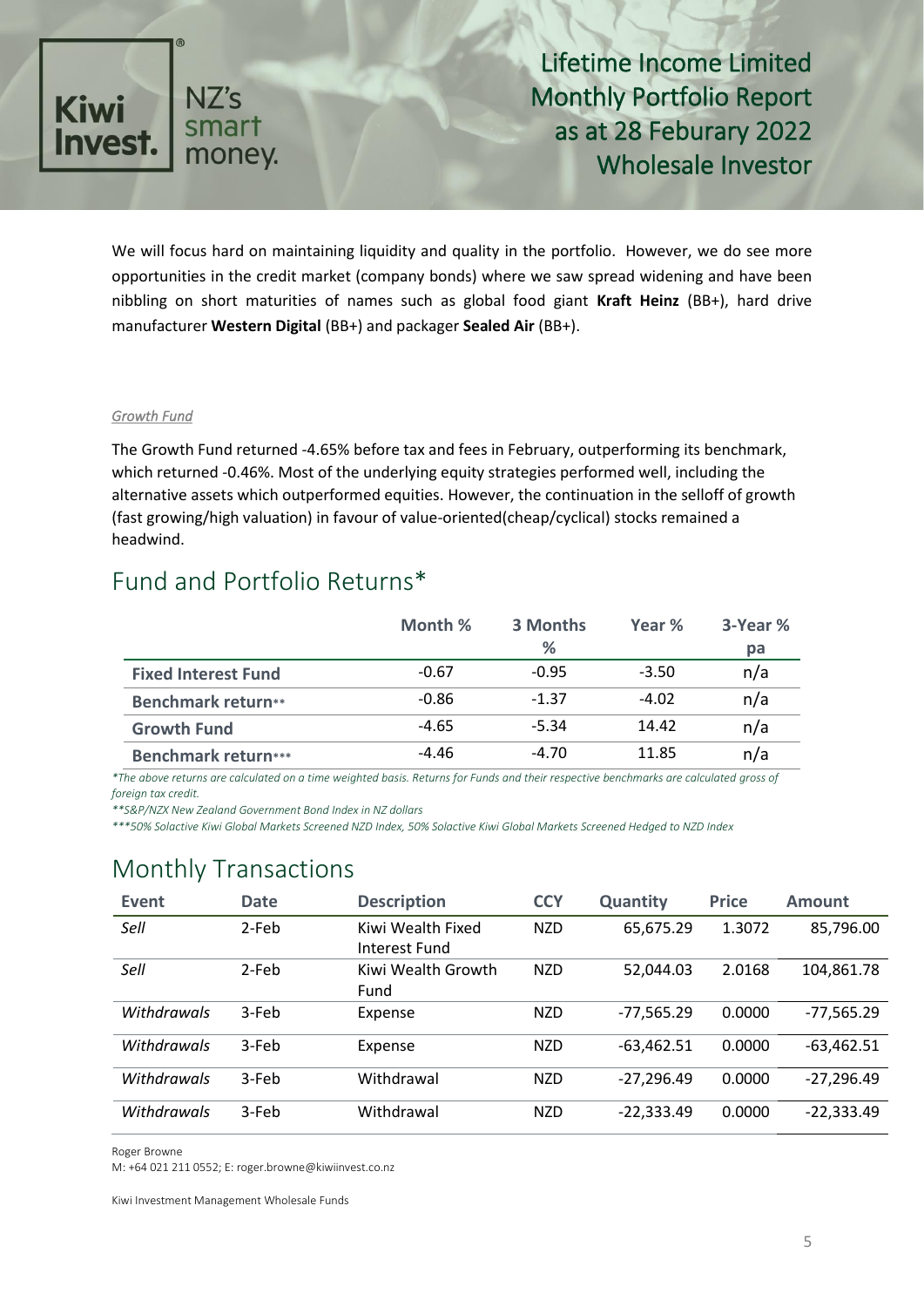We will focus hard on maintaining liquidity and quality in the portfolio. However, we do see more opportunities in the credit market (company bonds) where we saw spread widening and have been nibbling on short maturities of names such as global food giant **Kraft Heinz** (BB+), hard drive manufacturer **Western Digital** (BB+) and packager **Sealed Air** (BB+).

*Growth Fund*

The Growth Fund returned -4.65% before tax and fees in February, outperforming its benchmark, which returned -0.46%. Most of the underlying equity strategies performed well, including the alternative assets which outperformed equities. However, the continuation in the selloff of growth (fast growing/high valuation) in favour of value-oriented(cheap/cyclical) stocks remained a headwind.

# Fund and Portfolio Returns*

| | Month % | 3 Months % | Year % | 3-Year % pa |
|---|---|---|---|---|
| **Fixed Interest Fund** | -0.67 | -0.95 | -3.50 | n/a |
| **Benchmark return**** | -0.86 | -1.37 | -4.02 | n/a |
| **Growth Fund** | -4.65 | -5.34 | 14.42 | n/a |
| **Benchmark return***** | -4.46 | -4.70 | 11.85 | n/a |

*\*The above returns are calculated on a time weighted basis. Returns for Funds and their respective benchmarks are calculated gross of foreign tax credit.*

*\*\*S&P/NZX New Zealand Government Bond Index in NZ dollars*

*\*\*\*50% Solactive Kiwi Global Markets Screened NZD Index, 50% Solactive Kiwi Global Markets Screened Hedged to NZD Index*

# Monthly Transactions

| Event | Date | Description | CCY | Quantity | Price | Amount |
|---|---|---|---|---|---|---|
| *Sell* | 2-Feb | Kiwi Wealth Fixed Interest Fund | NZD | 65,675.29 | 1.3072 | 85,796.00 |
| *Sell* | 2-Feb | Kiwi Wealth Growth Fund | NZD | 52,044.03 | 2.0168 | 104,861.78 |
| *Withdrawals* | 3-Feb | Expense | NZD | -77,565.29 | 0.0000 | -77,565.29 |
| *Withdrawals* | 3-Feb | Expense | NZD | -63,462.51 | 0.0000 | -63,462.51 |
| *Withdrawals* | 3-Feb | Withdrawal | NZD | -27,296.49 | 0.0000 | -27,296.49 |
| *Withdrawals* | 3-Feb | Withdrawal | NZD | -22,333.49 | 0.0000 | -22,333.49 |

Roger Browne

M: +64 021 211 0552; E: roger.browne@kiwiinvest.co.nz

Kiwi Investment Management Wholesale Funds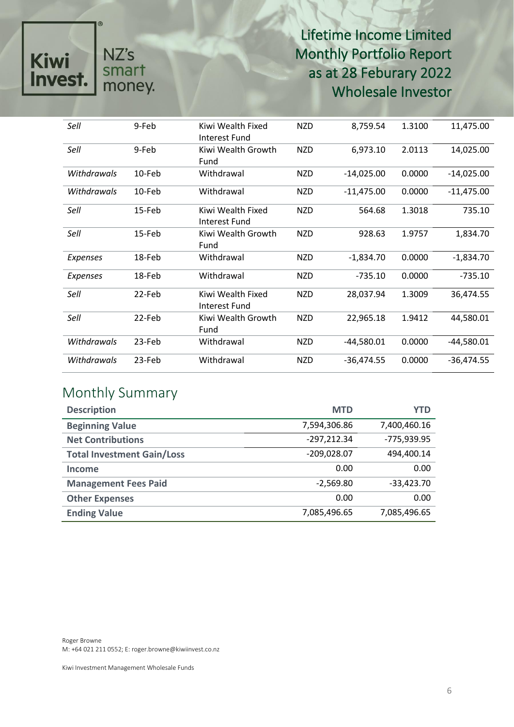| | | | | | | |
|---|---|---|---|---|---|---|
| *Sell* | 9-Feb | Kiwi Wealth Fixed Interest Fund | NZD | 8,759.54 | 1.3100 | 11,475.00 |
| *Sell* | 9-Feb | Kiwi Wealth Growth Fund | NZD | 6,973.10 | 2.0113 | 14,025.00 |
| *Withdrawals* | 10-Feb | Withdrawal | NZD | -14,025.00 | 0.0000 | -14,025.00 |
| *Withdrawals* | 10-Feb | Withdrawal | NZD | -11,475.00 | 0.0000 | -11,475.00 |
| *Sell* | 15-Feb | Kiwi Wealth Fixed Interest Fund | NZD | 564.68 | 1.3018 | 735.10 |
| *Sell* | 15-Feb | Kiwi Wealth Growth Fund | NZD | 928.63 | 1.9757 | 1,834.70 |
| *Expenses* | 18-Feb | Withdrawal | NZD | -1,834.70 | 0.0000 | -1,834.70 |
| *Expenses* | 18-Feb | Withdrawal | NZD | -735.10 | 0.0000 | -735.10 |
| *Sell* | 22-Feb | Kiwi Wealth Fixed Interest Fund | NZD | 28,037.94 | 1.3009 | 36,474.55 |
| *Sell* | 22-Feb | Kiwi Wealth Growth Fund | NZD | 22,965.18 | 1.9412 | 44,580.01 |
| *Withdrawals* | 23-Feb | Withdrawal | NZD | -44,580.01 | 0.0000 | -44,580.01 |
| *Withdrawals* | 23-Feb | Withdrawal | NZD | -36,474.55 | 0.0000 | -36,474.55 |

## Monthly Summary

| Description | MTD | YTD |
|---|---|---|
| **Beginning Value** | 7,594,306.86 | 7,400,460.16 |
| **Net Contributions** | -297,212.34 | -775,939.95 |
| **Total Investment Gain/Loss** | -209,028.07 | 494,400.14 |
| **Income** | 0.00 | 0.00 |
| **Management Fees Paid** | -2,569.80 | -33,423.70 |
| **Other Expenses** | 0.00 | 0.00 |
| **Ending Value** | 7,085,496.65 | 7,085,496.65 |

Roger Browne
M: +64 021 211 0552; E: roger.browne@kiwiinvest.co.nz

Kiwi Investment Management Wholesale Funds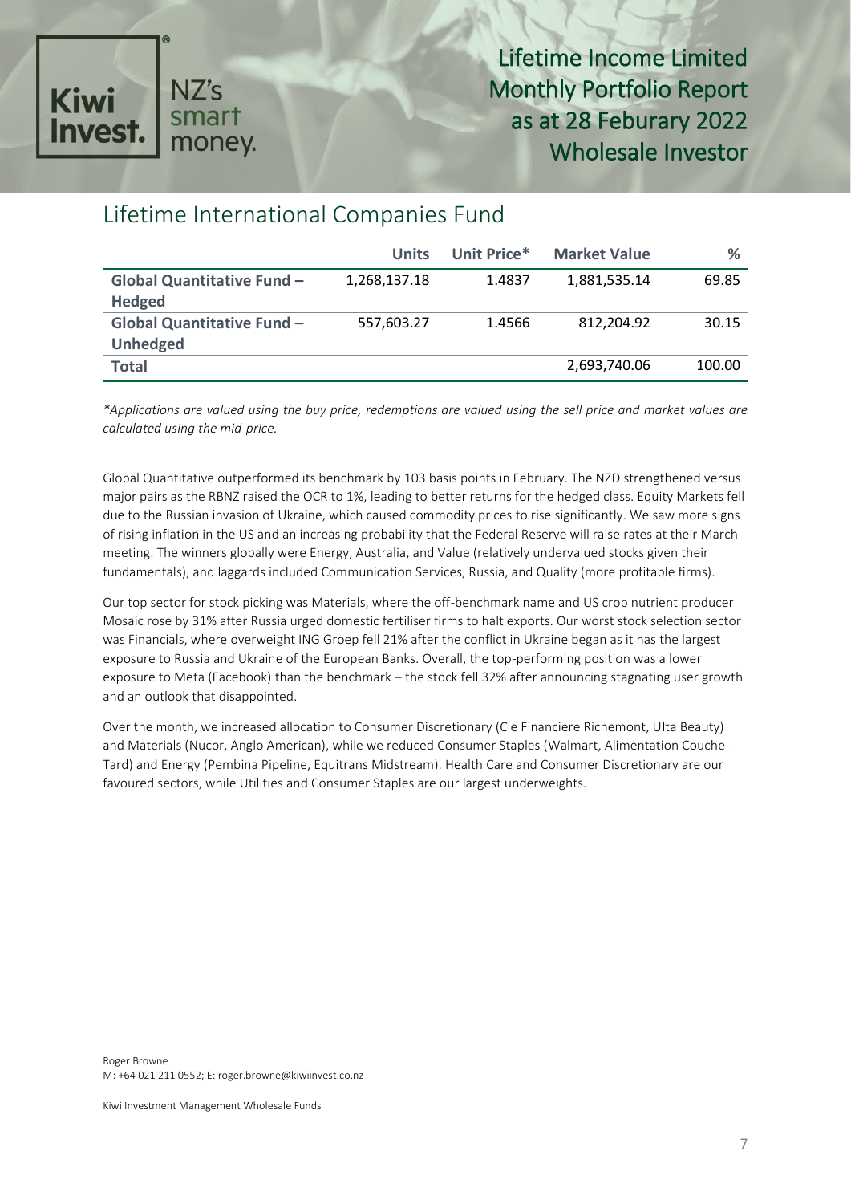## Lifetime International Companies Fund

| | Units | Unit Price* | Market Value | % |
|---|---|---|---|---|
| **Global Quantitative Fund – Hedged** | 1,268,137.18 | 1.4837 | 1,881,535.14 | 69.85 |
| **Global Quantitative Fund – Unhedged** | 557,603.27 | 1.4566 | 812,204.92 | 30.15 |
| **Total** | | | 2,693,740.06 | 100.00 |

*\*Applications are valued using the buy price, redemptions are valued using the sell price and market values are calculated using the mid-price.*

Global Quantitative outperformed its benchmark by 103 basis points in February. The NZD strengthened versus major pairs as the RBNZ raised the OCR to 1%, leading to better returns for the hedged class. Equity Markets fell due to the Russian invasion of Ukraine, which caused commodity prices to rise significantly. We saw more signs of rising inflation in the US and an increasing probability that the Federal Reserve will raise rates at their March meeting. The winners globally were Energy, Australia, and Value (relatively undervalued stocks given their fundamentals), and laggards included Communication Services, Russia, and Quality (more profitable firms).

Our top sector for stock picking was Materials, where the off-benchmark name and US crop nutrient producer Mosaic rose by 31% after Russia urged domestic fertiliser firms to halt exports. Our worst stock selection sector was Financials, where overweight ING Groep fell 21% after the conflict in Ukraine began as it has the largest exposure to Russia and Ukraine of the European Banks. Overall, the top-performing position was a lower exposure to Meta (Facebook) than the benchmark – the stock fell 32% after announcing stagnating user growth and an outlook that disappointed.

Over the month, we increased allocation to Consumer Discretionary (Cie Financiere Richemont, Ulta Beauty) and Materials (Nucor, Anglo American), while we reduced Consumer Staples (Walmart, Alimentation Couche-Tard) and Energy (Pembina Pipeline, Equitrans Midstream). Health Care and Consumer Discretionary are our favoured sectors, while Utilities and Consumer Staples are our largest underweights.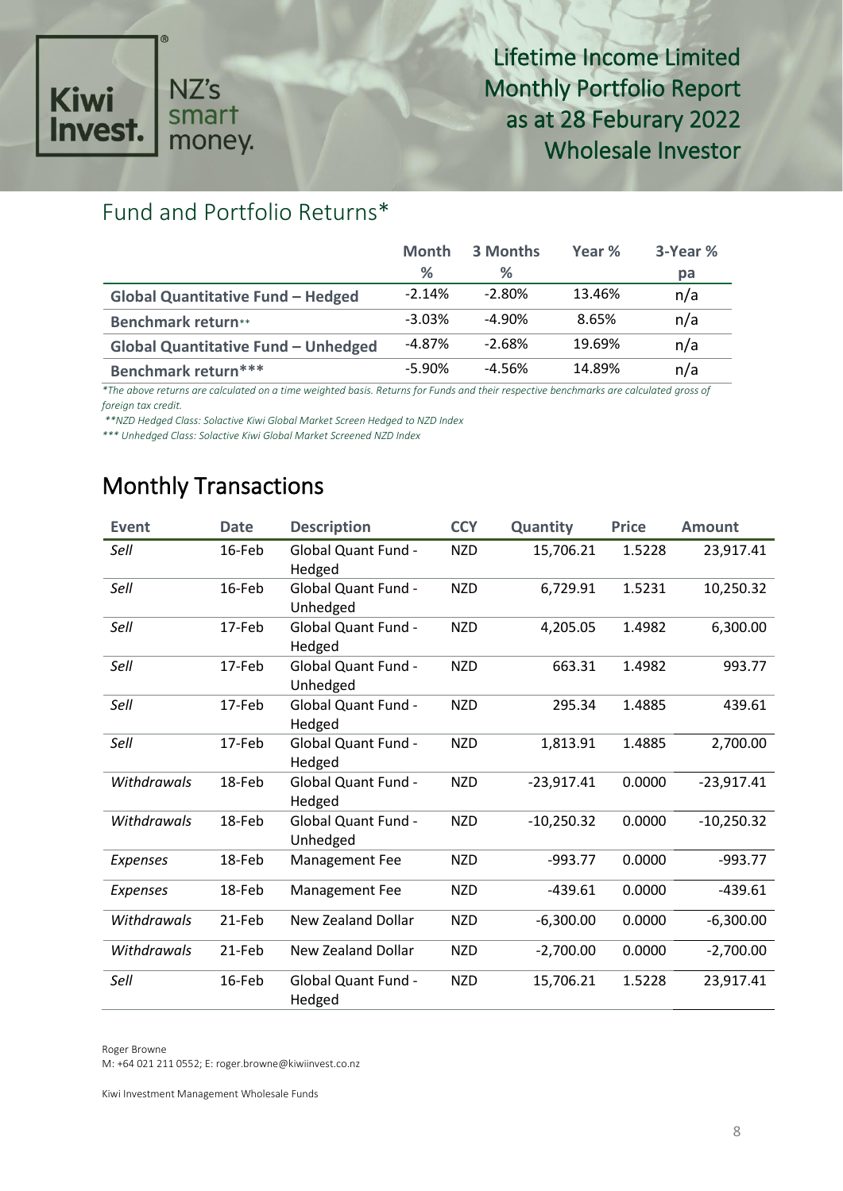Kiwi Invest. NZ's smart money.

# Lifetime Income Limited Monthly Portfolio Report as at 28 Feburary 2022 Wholesale Investor

## Fund and Portfolio Returns*

| | Month % | 3 Months % | Year % | 3-Year % pa |
|---|---|---|---|---|
| **Global Quantitative Fund – Hedged** | -2.14% | -2.80% | 13.46% | n/a |
| **Benchmark return**** | -3.03% | -4.90% | 8.65% | n/a |
| **Global Quantitative Fund – Unhedged** | -4.87% | -2.68% | 19.69% | n/a |
| **Benchmark return***** | -5.90% | -4.56% | 14.89% | n/a |

*\*The above returns are calculated on a time weighted basis. Returns for Funds and their respective benchmarks are calculated gross of foreign tax credit.*

*\*\*NZD Hedged Class: Solactive Kiwi Global Market Screen Hedged to NZD Index*

*\*\*\* Unhedged Class: Solactive Kiwi Global Market Screened NZD Index*

## Monthly Transactions

| Event | Date | Description | CCY | Quantity | Price | Amount |
|---|---|---|---|---|---|---|
| *Sell* | 16-Feb | Global Quant Fund - Hedged | NZD | 15,706.21 | 1.5228 | 23,917.41 |
| *Sell* | 16-Feb | Global Quant Fund - Unhedged | NZD | 6,729.91 | 1.5231 | 10,250.32 |
| *Sell* | 17-Feb | Global Quant Fund - Hedged | NZD | 4,205.05 | 1.4982 | 6,300.00 |
| *Sell* | 17-Feb | Global Quant Fund - Unhedged | NZD | 663.31 | 1.4982 | 993.77 |
| *Sell* | 17-Feb | Global Quant Fund - Hedged | NZD | 295.34 | 1.4885 | 439.61 |
| *Sell* | 17-Feb | Global Quant Fund - Hedged | NZD | 1,813.91 | 1.4885 | 2,700.00 |
| *Withdrawals* | 18-Feb | Global Quant Fund - Hedged | NZD | -23,917.41 | 0.0000 | -23,917.41 |
| *Withdrawals* | 18-Feb | Global Quant Fund - Unhedged | NZD | -10,250.32 | 0.0000 | -10,250.32 |
| *Expenses* | 18-Feb | Management Fee | NZD | -993.77 | 0.0000 | -993.77 |
| *Expenses* | 18-Feb | Management Fee | NZD | -439.61 | 0.0000 | -439.61 |
| *Withdrawals* | 21-Feb | New Zealand Dollar | NZD | -6,300.00 | 0.0000 | -6,300.00 |
| *Withdrawals* | 21-Feb | New Zealand Dollar | NZD | -2,700.00 | 0.0000 | -2,700.00 |
| *Sell* | 16-Feb | Global Quant Fund - Hedged | NZD | 15,706.21 | 1.5228 | 23,917.41 |

Roger Browne
M: +64 021 211 0552; E: roger.browne@kiwiinvest.co.nz

Kiwi Investment Management Wholesale Funds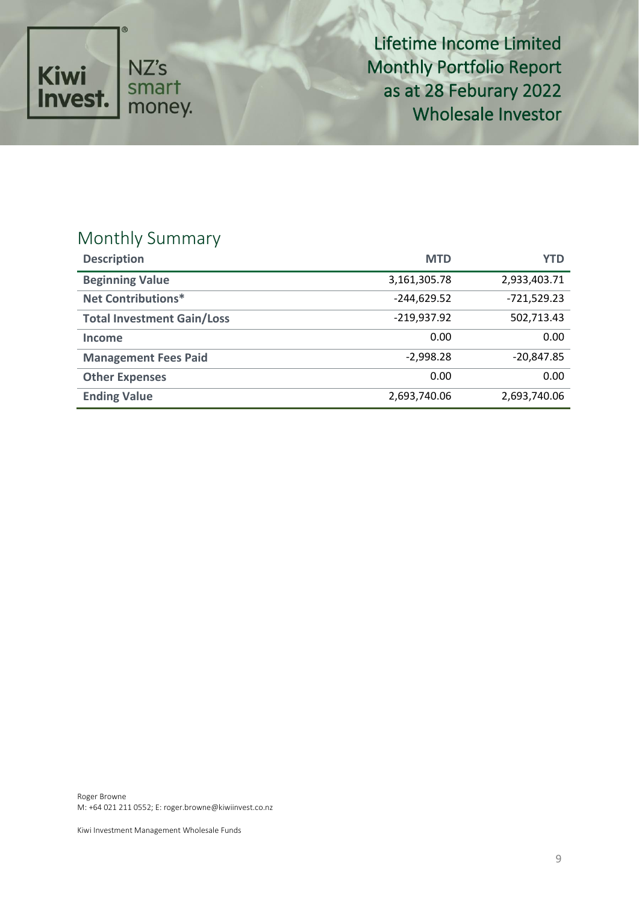Kiwi Invest. NZ's smart money.

# Lifetime Income Limited Monthly Portfolio Report as at 28 Feburary 2022 Wholesale Investor

## Monthly Summary

| Description | MTD | YTD |
|---|---|---|
| **Beginning Value** | 3,161,305.78 | 2,933,403.71 |
| **Net Contributions*** | -244,629.52 | -721,529.23 |
| **Total Investment Gain/Loss** | -219,937.92 | 502,713.43 |
| **Income** | 0.00 | 0.00 |
| **Management Fees Paid** | -2,998.28 | -20,847.85 |
| **Other Expenses** | 0.00 | 0.00 |
| **Ending Value** | 2,693,740.06 | 2,693,740.06 |

Roger Browne
M: +64 021 211 0552; E: roger.browne@kiwiinvest.co.nz

Kiwi Investment Management Wholesale Funds